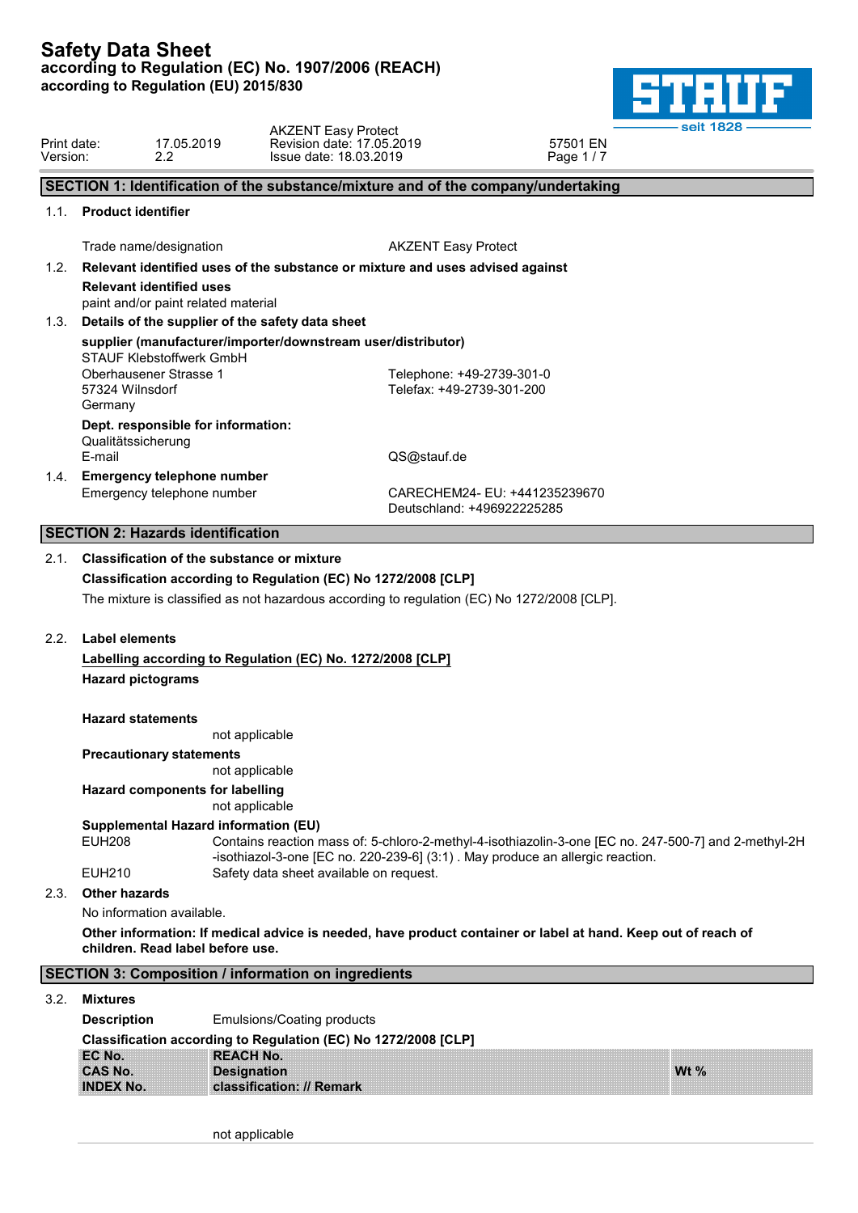# Safety Data Sheet

**according to Regulation (EC) No. 1907/2006 (REACH)**
**according to Regulation (EU) 2015/830**

| | | | |
|---|---|---|---|
| Print date: | 17.05.2019 | AKZENT Easy Protect<br>Revision date: 17.05.2019 | 57501 EN |
| Version: | 2.2 | Issue date: 18.03.2019 | |

## SECTION 1: Identification of the substance/mixture and of the company/undertaking

### 1.1. Product identifier

Trade name/designation — AKZENT Easy Protect

### 1.2. Relevant identified uses of the substance or mixture and uses advised against

**Relevant identified uses**

paint and/or paint related material

### 1.3. Details of the supplier of the safety data sheet

**supplier (manufacturer/importer/downstream user/distributor)**

STAUF Klebstoffwerk GmbH
Oberhausener Strasse 1
57324 Wilnsdorf
Germany

Telephone: +49-2739-301-0
Telefax: +49-2739-301-200

**Dept. responsible for information:**

Qualitätssicherung
E-mail — QS@stauf.de

### 1.4. Emergency telephone number

Emergency telephone number — CARECHEM24- EU: +441235239670
Deutschland: +496922225285

## SECTION 2: Hazards identification

### 2.1. Classification of the substance or mixture

**Classification according to Regulation (EC) No 1272/2008 [CLP]**

The mixture is classified as not hazardous according to regulation (EC) No 1272/2008 [CLP].

### 2.2. Label elements

**Labelling according to Regulation (EC) No. 1272/2008 [CLP]**

**Hazard pictograms**

**Hazard statements**

not applicable

**Precautionary statements**

not applicable

**Hazard components for labelling**

not applicable

**Supplemental Hazard information (EU)**

EUH208 — Contains reaction mass of: 5-chloro-2-methyl-4-isothiazolin-3-one [EC no. 247-500-7] and 2-methyl-2H-isothiazol-3-one [EC no. 220-239-6] (3:1) . May produce an allergic reaction.

EUH210 — Safety data sheet available on request.

### 2.3. Other hazards

No information available.

**Other information: If medical advice is needed, have product container or label at hand. Keep out of reach of children. Read label before use.**

## SECTION 3: Composition / information on ingredients

### 3.2. Mixtures

**Description** — Emulsions/Coating products

**Classification according to Regulation (EC) No 1272/2008 [CLP]**

| EC No.<br>CAS No.<br>INDEX No. | REACH No.<br>Designation<br>classification: // Remark | Wt % |
|---|---|---|
| | not applicable | |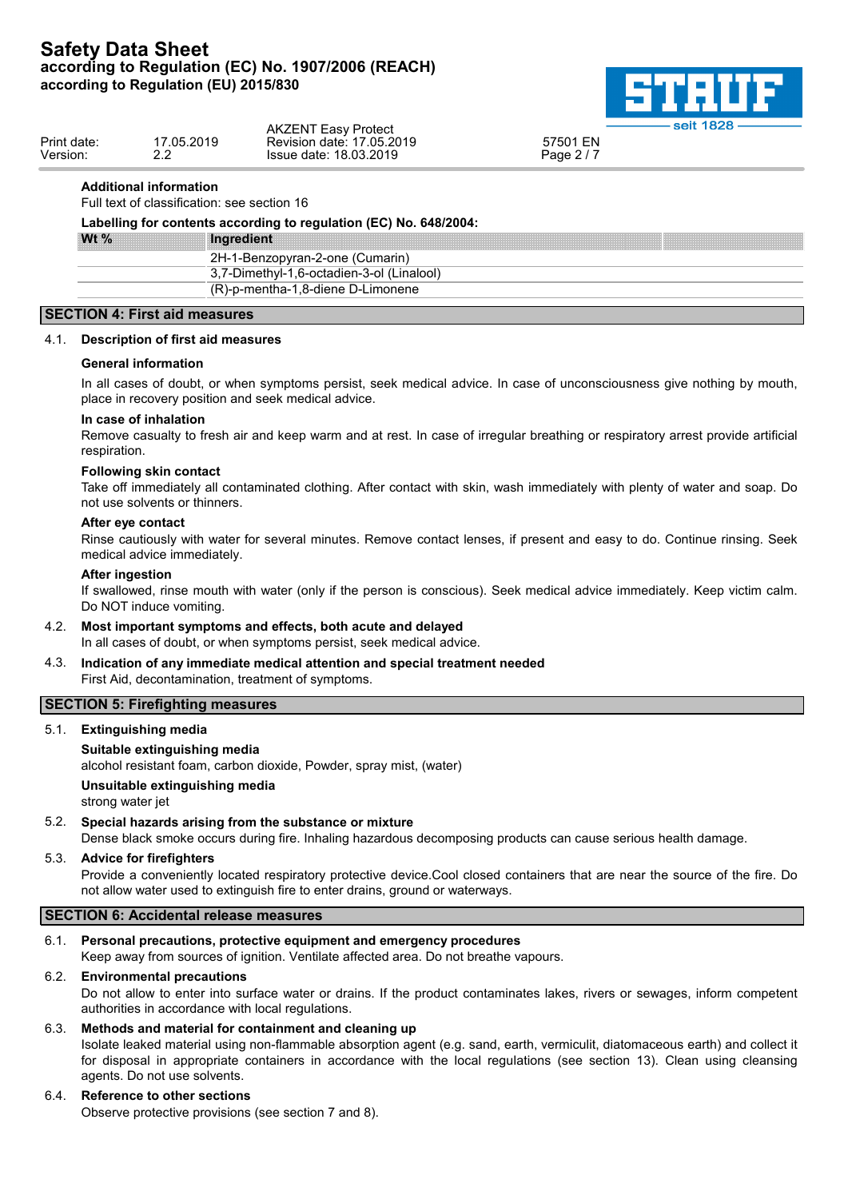**Additional information**

Full text of classification: see section 16

**Labelling for contents according to regulation (EC) No. 648/2004:**

| Wt % | Ingredient | |
|---|---|---|
| | 2H-1-Benzopyran-2-one (Cumarin) | |
| | 3,7-Dimethyl-1,6-octadien-3-ol (Linalool) | |
| | (R)-p-mentha-1,8-diene D-Limonene | |

## SECTION 4: First aid measures

### 4.1. Description of first aid measures

**General information**

In all cases of doubt, or when symptoms persist, seek medical advice. In case of unconsciousness give nothing by mouth, place in recovery position and seek medical advice.

**In case of inhalation**

Remove casualty to fresh air and keep warm and at rest. In case of irregular breathing or respiratory arrest provide artificial respiration.

**Following skin contact**

Take off immediately all contaminated clothing. After contact with skin, wash immediately with plenty of water and soap. Do not use solvents or thinners.

**After eye contact**

Rinse cautiously with water for several minutes. Remove contact lenses, if present and easy to do. Continue rinsing. Seek medical advice immediately.

**After ingestion**

If swallowed, rinse mouth with water (only if the person is conscious). Seek medical advice immediately. Keep victim calm. Do NOT induce vomiting.

### 4.2. Most important symptoms and effects, both acute and delayed

In all cases of doubt, or when symptoms persist, seek medical advice.

### 4.3. Indication of any immediate medical attention and special treatment needed

First Aid, decontamination, treatment of symptoms.

## SECTION 5: Firefighting measures

### 5.1. Extinguishing media

**Suitable extinguishing media**

alcohol resistant foam, carbon dioxide, Powder, spray mist, (water)

**Unsuitable extinguishing media**

strong water jet

### 5.2. Special hazards arising from the substance or mixture

Dense black smoke occurs during fire. Inhaling hazardous decomposing products can cause serious health damage.

### 5.3. Advice for firefighters

Provide a conveniently located respiratory protective device.Cool closed containers that are near the source of the fire. Do not allow water used to extinguish fire to enter drains, ground or waterways.

## SECTION 6: Accidental release measures

### 6.1. Personal precautions, protective equipment and emergency procedures

Keep away from sources of ignition. Ventilate affected area. Do not breathe vapours.

### 6.2. Environmental precautions

Do not allow to enter into surface water or drains. If the product contaminates lakes, rivers or sewages, inform competent authorities in accordance with local regulations.

### 6.3. Methods and material for containment and cleaning up

Isolate leaked material using non-flammable absorption agent (e.g. sand, earth, vermiculit, diatomaceous earth) and collect it for disposal in appropriate containers in accordance with the local regulations (see section 13). Clean using cleansing agents. Do not use solvents.

### 6.4. Reference to other sections

Observe protective provisions (see section 7 and 8).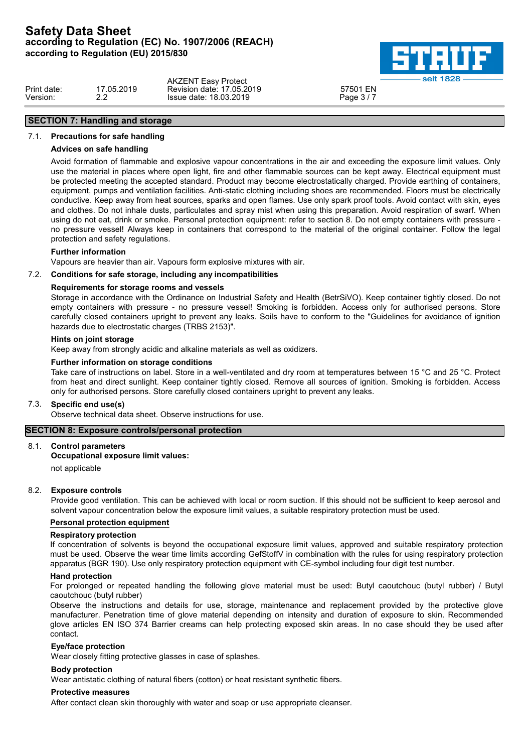## SECTION 7: Handling and storage

### 7.1. Precautions for safe handling

**Advices on safe handling**

Avoid formation of flammable and explosive vapour concentrations in the air and exceeding the exposure limit values. Only use the material in places where open light, fire and other flammable sources can be kept away. Electrical equipment must be protected meeting the accepted standard. Product may become electrostatically charged. Provide earthing of containers, equipment, pumps and ventilation facilities. Anti-static clothing including shoes are recommended. Floors must be electrically conductive. Keep away from heat sources, sparks and open flames. Use only spark proof tools. Avoid contact with skin, eyes and clothes. Do not inhale dusts, particulates and spray mist when using this preparation. Avoid respiration of swarf. When using do not eat, drink or smoke. Personal protection equipment: refer to section 8. Do not empty containers with pressure - no pressure vessel! Always keep in containers that correspond to the material of the original container. Follow the legal protection and safety regulations.

**Further information**

Vapours are heavier than air. Vapours form explosive mixtures with air.

### 7.2. Conditions for safe storage, including any incompatibilities

**Requirements for storage rooms and vessels**

Storage in accordance with the Ordinance on Industrial Safety and Health (BetrSiVO). Keep container tightly closed. Do not empty containers with pressure - no pressure vessel! Smoking is forbidden. Access only for authorised persons. Store carefully closed containers upright to prevent any leaks. Soils have to conform to the "Guidelines for avoidance of ignition hazards due to electrostatic charges (TRBS 2153)".

**Hints on joint storage**

Keep away from strongly acidic and alkaline materials as well as oxidizers.

**Further information on storage conditions**

Take care of instructions on label. Store in a well-ventilated and dry room at temperatures between 15 °C and 25 °C. Protect from heat and direct sunlight. Keep container tightly closed. Remove all sources of ignition. Smoking is forbidden. Access only for authorised persons. Store carefully closed containers upright to prevent any leaks.

### 7.3. Specific end use(s)

Observe technical data sheet. Observe instructions for use.

## SECTION 8: Exposure controls/personal protection

### 8.1. Control parameters

**Occupational exposure limit values:**

not applicable

### 8.2. Exposure controls

Provide good ventilation. This can be achieved with local or room suction. If this should not be sufficient to keep aerosol and solvent vapour concentration below the exposure limit values, a suitable respiratory protection must be used.

**Personal protection equipment**

**Respiratory protection**

If concentration of solvents is beyond the occupational exposure limit values, approved and suitable respiratory protection must be used. Observe the wear time limits according GefStoffV in combination with the rules for using respiratory protection apparatus (BGR 190). Use only respiratory protection equipment with CE-symbol including four digit test number.

**Hand protection**

For prolonged or repeated handling the following glove material must be used: Butyl caoutchouc (butyl rubber) / Butyl caoutchouc (butyl rubber)

Observe the instructions and details for use, storage, maintenance and replacement provided by the protective glove manufacturer. Penetration time of glove material depending on intensity and duration of exposure to skin. Recommended glove articles EN ISO 374 Barrier creams can help protecting exposed skin areas. In no case should they be used after contact.

**Eye/face protection**

Wear closely fitting protective glasses in case of splashes.

**Body protection**

Wear antistatic clothing of natural fibers (cotton) or heat resistant synthetic fibers.

**Protective measures**

After contact clean skin thoroughly with water and soap or use appropriate cleanser.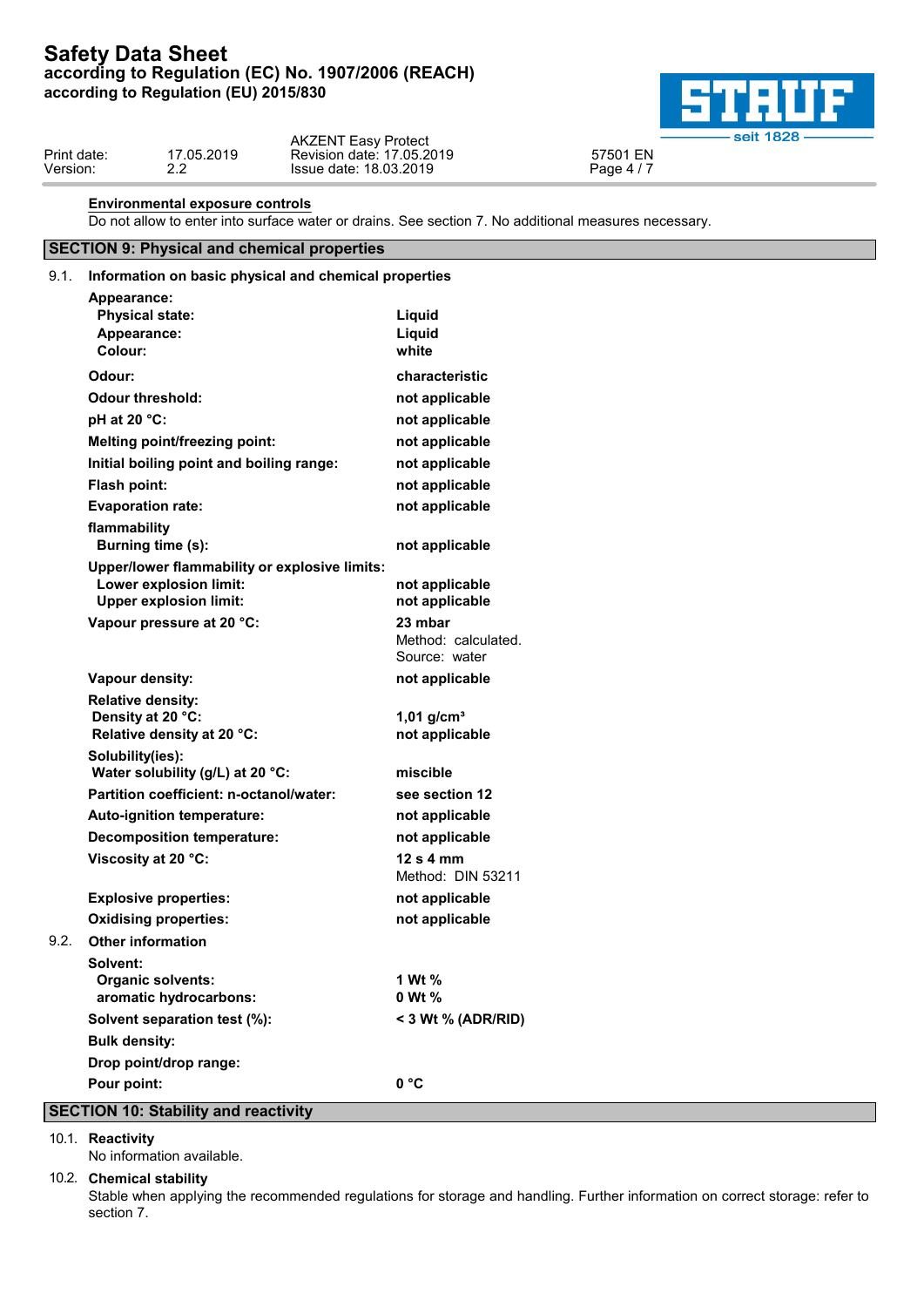**Environmental exposure controls**

Do not allow to enter into surface water or drains. See section 7. No additional measures necessary.

## SECTION 9: Physical and chemical properties

### 9.1. Information on basic physical and chemical properties

| Property | Value |
|---|---|
| **Appearance:** | |
| **Physical state:** | **Liquid** |
| **Appearance:** | **Liquid** |
| **Colour:** | **white** |
| **Odour:** | **characteristic** |
| **Odour threshold:** | **not applicable** |
| **pH at 20 °C:** | **not applicable** |
| **Melting point/freezing point:** | **not applicable** |
| **Initial boiling point and boiling range:** | **not applicable** |
| **Flash point:** | **not applicable** |
| **Evaporation rate:** | **not applicable** |
| **flammability** | |
| **Burning time (s):** | **not applicable** |
| **Upper/lower flammability or explosive limits:** | |
| **Lower explosion limit:** | **not applicable** |
| **Upper explosion limit:** | **not applicable** |
| **Vapour pressure at 20 °C:** | **23 mbar** Method: calculated. Source: water |
| **Vapour density:** | **not applicable** |
| **Relative density:** | |
| **Density at 20 °C:** | **1,01 g/cm³** |
| **Relative density at 20 °C:** | **not applicable** |
| **Solubility(ies):** | |
| **Water solubility (g/L) at 20 °C:** | **miscible** |
| **Partition coefficient: n-octanol/water:** | **see section 12** |
| **Auto-ignition temperature:** | **not applicable** |
| **Decomposition temperature:** | **not applicable** |
| **Viscosity at 20 °C:** | **12 s 4 mm** Method: DIN 53211 |
| **Explosive properties:** | **not applicable** |
| **Oxidising properties:** | **not applicable** |

### 9.2. Other information

| Property | Value |
|---|---|
| **Solvent:** | |
| **Organic solvents:** | **1 Wt %** |
| **aromatic hydrocarbons:** | **0 Wt %** |
| **Solvent separation test (%):** | **< 3 Wt % (ADR/RID)** |
| **Bulk density:** | |
| **Drop point/drop range:** | |
| **Pour point:** | **0 °C** |

## SECTION 10: Stability and reactivity

### 10.1. Reactivity

No information available.

### 10.2. Chemical stability

Stable when applying the recommended regulations for storage and handling. Further information on correct storage: refer to section 7.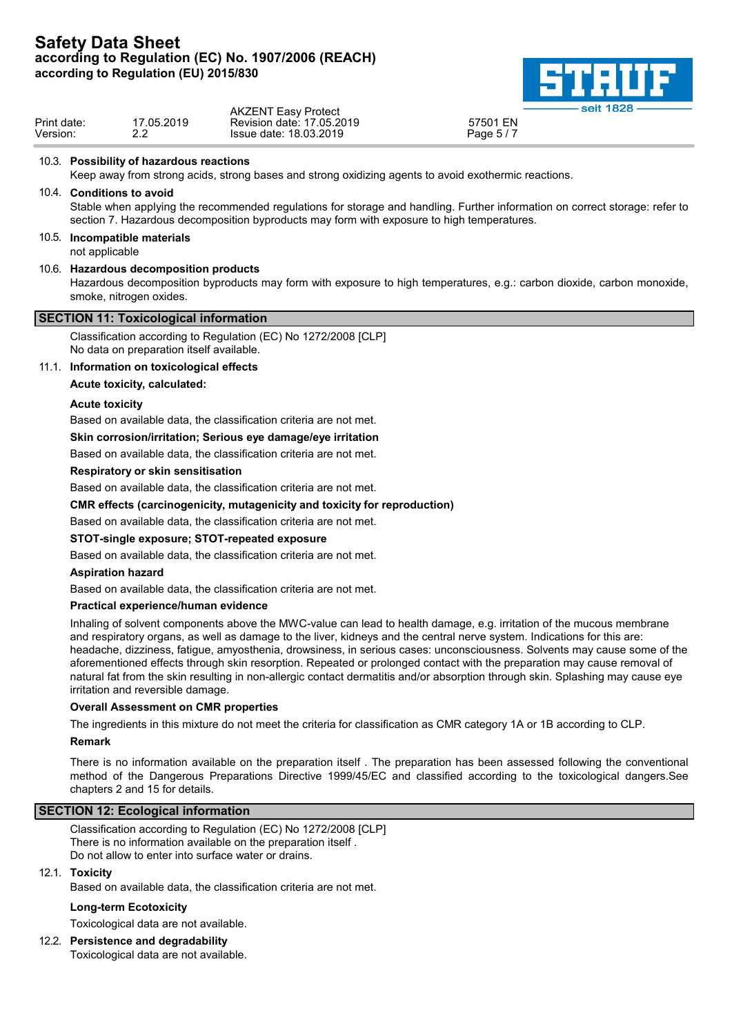### 10.3. Possibility of hazardous reactions

Keep away from strong acids, strong bases and strong oxidizing agents to avoid exothermic reactions.

### 10.4. Conditions to avoid

Stable when applying the recommended regulations for storage and handling. Further information on correct storage: refer to section 7. Hazardous decomposition byproducts may form with exposure to high temperatures.

### 10.5. Incompatible materials

not applicable

### 10.6. Hazardous decomposition products

Hazardous decomposition byproducts may form with exposure to high temperatures, e.g.: carbon dioxide, carbon monoxide, smoke, nitrogen oxides.

## SECTION 11: Toxicological information

Classification according to Regulation (EC) No 1272/2008 [CLP]
No data on preparation itself available.

### 11.1. Information on toxicological effects

**Acute toxicity, calculated:**

**Acute toxicity**

Based on available data, the classification criteria are not met.

**Skin corrosion/irritation; Serious eye damage/eye irritation**

Based on available data, the classification criteria are not met.

**Respiratory or skin sensitisation**

Based on available data, the classification criteria are not met.

**CMR effects (carcinogenicity, mutagenicity and toxicity for reproduction)**

Based on available data, the classification criteria are not met.

**STOT-single exposure; STOT-repeated exposure**

Based on available data, the classification criteria are not met.

**Aspiration hazard**

Based on available data, the classification criteria are not met.

**Practical experience/human evidence**

Inhaling of solvent components above the MWC-value can lead to health damage, e.g. irritation of the mucous membrane and respiratory organs, as well as damage to the liver, kidneys and the central nerve system. Indications for this are: headache, dizziness, fatigue, amyosthenia, drowsiness, in serious cases: unconsciousness. Solvents may cause some of the aforementioned effects through skin resorption. Repeated or prolonged contact with the preparation may cause removal of natural fat from the skin resulting in non-allergic contact dermatitis and/or absorption through skin. Splashing may cause eye irritation and reversible damage.

**Overall Assessment on CMR properties**

The ingredients in this mixture do not meet the criteria for classification as CMR category 1A or 1B according to CLP.

**Remark**

There is no information available on the preparation itself . The preparation has been assessed following the conventional method of the Dangerous Preparations Directive 1999/45/EC and classified according to the toxicological dangers.See chapters 2 and 15 for details.

## SECTION 12: Ecological information

Classification according to Regulation (EC) No 1272/2008 [CLP]
There is no information available on the preparation itself .
Do not allow to enter into surface water or drains.

### 12.1. Toxicity

Based on available data, the classification criteria are not met.

**Long-term Ecotoxicity**

Toxicological data are not available.

### 12.2. Persistence and degradability

Toxicological data are not available.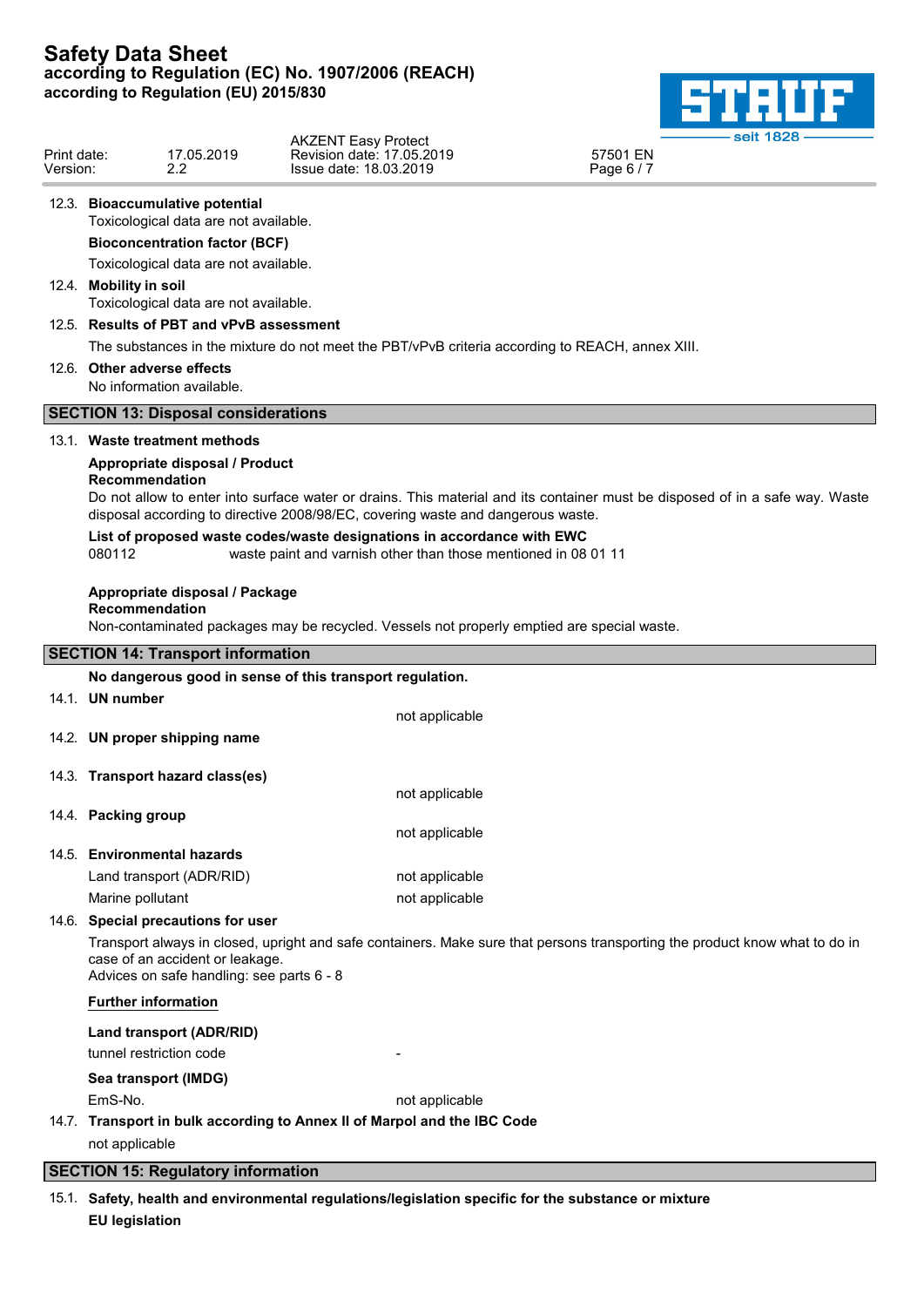### 12.3. Bioaccumulative potential

Toxicological data are not available.

**Bioconcentration factor (BCF)**

Toxicological data are not available.

### 12.4. Mobility in soil

Toxicological data are not available.

### 12.5. Results of PBT and vPvB assessment

The substances in the mixture do not meet the PBT/vPvB criteria according to REACH, annex XIII.

### 12.6. Other adverse effects

No information available.

## SECTION 13: Disposal considerations

### 13.1. Waste treatment methods

**Appropriate disposal / Product**
**Recommendation**

Do not allow to enter into surface water or drains. This material and its container must be disposed of in a safe way. Waste disposal according to directive 2008/98/EC, covering waste and dangerous waste.

**List of proposed waste codes/waste designations in accordance with EWC**

080112 waste paint and varnish other than those mentioned in 08 01 11

**Appropriate disposal / Package**
**Recommendation**

Non-contaminated packages may be recycled. Vessels not properly emptied are special waste.

## SECTION 14: Transport information

**No dangerous good in sense of this transport regulation.**

### 14.1. UN number

not applicable

### 14.2. UN proper shipping name

### 14.3. Transport hazard class(es)

not applicable

### 14.4. Packing group

not applicable

### 14.5. Environmental hazards

| | |
|---|---|
| Land transport (ADR/RID) | not applicable |
| Marine pollutant | not applicable |

### 14.6. Special precautions for user

Transport always in closed, upright and safe containers. Make sure that persons transporting the product know what to do in case of an accident or leakage.
Advices on safe handling: see parts 6 - 8

**Further information**

**Land transport (ADR/RID)**

| | |
|---|---|
| tunnel restriction code | - |

**Sea transport (IMDG)**

| | |
|---|---|
| EmS-No. | not applicable |

### 14.7. Transport in bulk according to Annex II of Marpol and the IBC Code

not applicable

## SECTION 15: Regulatory information

### 15.1. Safety, health and environmental regulations/legislation specific for the substance or mixture

**EU legislation**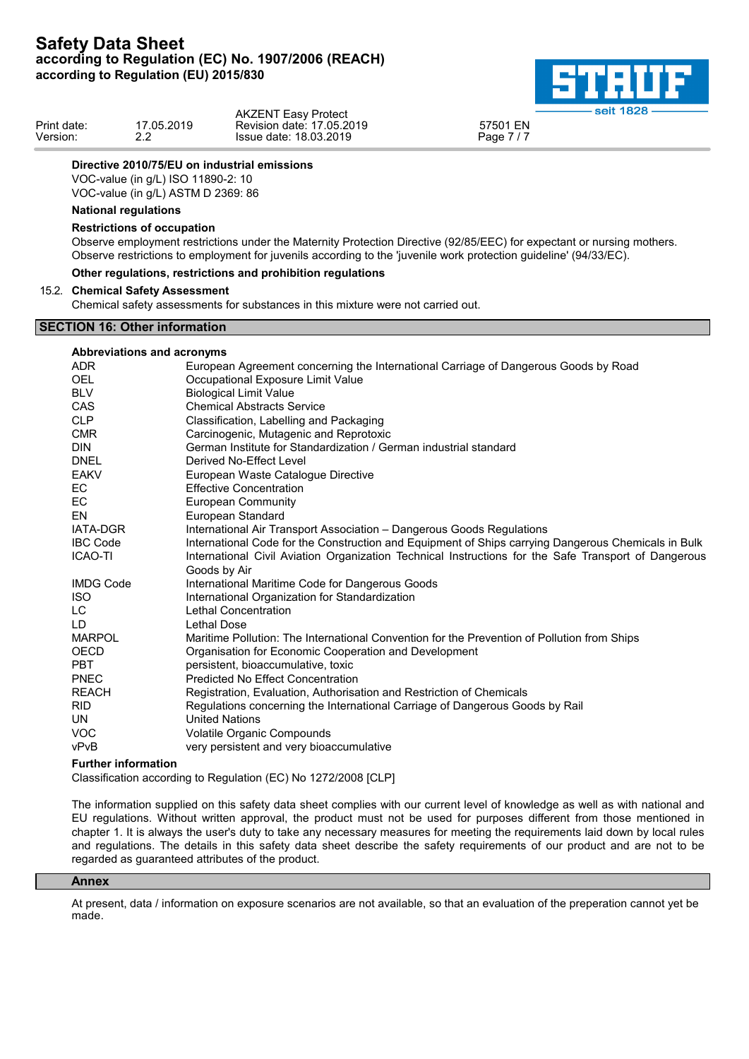**Directive 2010/75/EU on industrial emissions**

VOC-value (in g/L) ISO 11890-2: 10

VOC-value (in g/L) ASTM D 2369: 86

**National regulations**

**Restrictions of occupation**

Observe employment restrictions under the Maternity Protection Directive (92/85/EEC) for expectant or nursing mothers. Observe restrictions to employment for juvenils according to the 'juvenile work protection guideline' (94/33/EC).

**Other regulations, restrictions and prohibition regulations**

### 15.2. Chemical Safety Assessment

Chemical safety assessments for substances in this mixture were not carried out.

## SECTION 16: Other information

**Abbreviations and acronyms**

| | |
|---|---|
| ADR | European Agreement concerning the International Carriage of Dangerous Goods by Road |
| OEL | Occupational Exposure Limit Value |
| BLV | Biological Limit Value |
| CAS | Chemical Abstracts Service |
| CLP | Classification, Labelling and Packaging |
| CMR | Carcinogenic, Mutagenic and Reprotoxic |
| DIN | German Institute for Standardization / German industrial standard |
| DNEL | Derived No-Effect Level |
| EAKV | European Waste Catalogue Directive |
| EC | Effective Concentration |
| EC | European Community |
| EN | European Standard |
| IATA-DGR | International Air Transport Association – Dangerous Goods Regulations |
| IBC Code | International Code for the Construction and Equipment of Ships carrying Dangerous Chemicals in Bulk |
| ICAO-TI | International Civil Aviation Organization Technical Instructions for the Safe Transport of Dangerous Goods by Air |
| IMDG Code | International Maritime Code for Dangerous Goods |
| ISO | International Organization for Standardization |
| LC | Lethal Concentration |
| LD | Lethal Dose |
| MARPOL | Maritime Pollution: The International Convention for the Prevention of Pollution from Ships |
| OECD | Organisation for Economic Cooperation and Development |
| PBT | persistent, bioaccumulative, toxic |
| PNEC | Predicted No Effect Concentration |
| REACH | Registration, Evaluation, Authorisation and Restriction of Chemicals |
| RID | Regulations concerning the International Carriage of Dangerous Goods by Rail |
| UN | United Nations |
| VOC | Volatile Organic Compounds |
| vPvB | very persistent and very bioaccumulative |

**Further information**

Classification according to Regulation (EC) No 1272/2008 [CLP]

The information supplied on this safety data sheet complies with our current level of knowledge as well as with national and EU regulations. Without written approval, the product must not be used for purposes different from those mentioned in chapter 1. It is always the user's duty to take any necessary measures for meeting the requirements laid down by local rules and regulations. The details in this safety data sheet describe the safety requirements of our product and are not to be regarded as guaranteed attributes of the product.

## Annex

At present, data / information on exposure scenarios are not available, so that an evaluation of the preperation cannot yet be made.